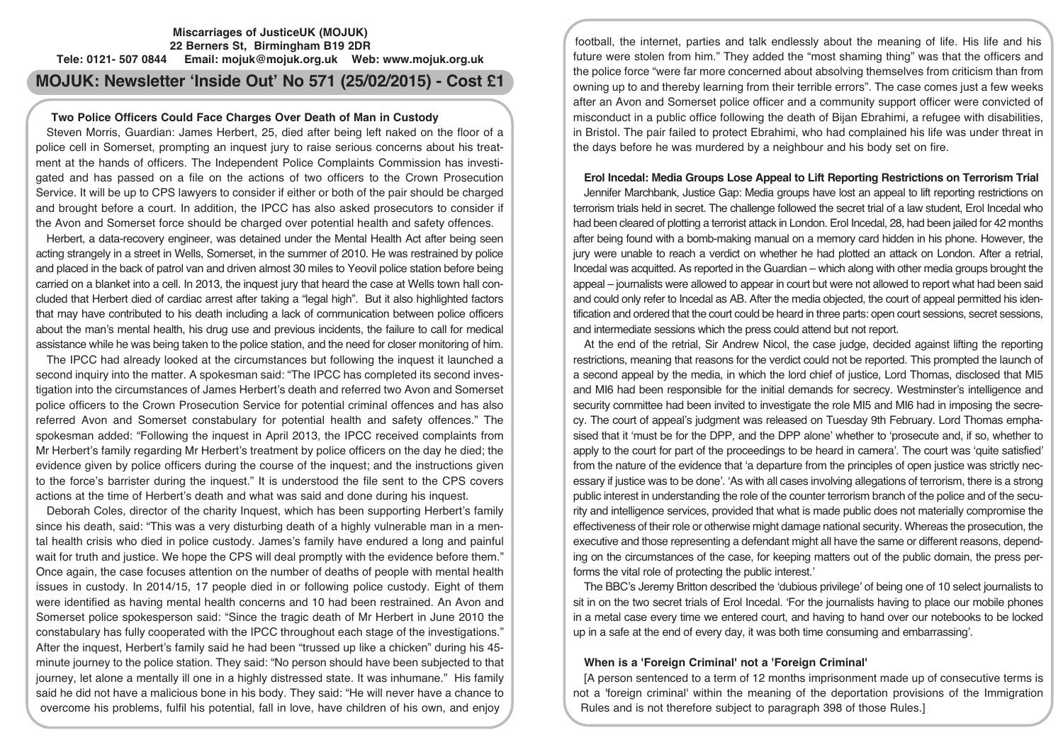**Miscarriages of JusticeUK (MOJUK)**
**22 Berners St, Birmingham B19 2DR**
**Tele: 0121- 507 0844 Email: mojuk@mojuk.org.uk Web: www.mojuk.org.uk**

# MOJUK: Newsletter 'Inside Out' No 571 (25/02/2015) - Cost £1

## Two Police Officers Could Face Charges Over Death of Man in Custody

Steven Morris, Guardian: James Herbert, 25, died after being left naked on the floor of a police cell in Somerset, prompting an inquest jury to raise serious concerns about his treatment at the hands of officers. The Independent Police Complaints Commission has investigated and has passed on a file on the actions of two officers to the Crown Prosecution Service. It will be up to CPS lawyers to consider if either or both of the pair should be charged and brought before a court. In addition, the IPCC has also asked prosecutors to consider if the Avon and Somerset force should be charged over potential health and safety offences.

Herbert, a data-recovery engineer, was detained under the Mental Health Act after being seen acting strangely in a street in Wells, Somerset, in the summer of 2010. He was restrained by police and placed in the back of patrol van and driven almost 30 miles to Yeovil police station before being carried on a blanket into a cell. In 2013, the inquest jury that heard the case at Wells town hall concluded that Herbert died of cardiac arrest after taking a "legal high". But it also highlighted factors that may have contributed to his death including a lack of communication between police officers about the man's mental health, his drug use and previous incidents, the failure to call for medical assistance while he was being taken to the police station, and the need for closer monitoring of him.

The IPCC had already looked at the circumstances but following the inquest it launched a second inquiry into the matter. A spokesman said: "The IPCC has completed its second investigation into the circumstances of James Herbert's death and referred two Avon and Somerset police officers to the Crown Prosecution Service for potential criminal offences and has also referred Avon and Somerset constabulary for potential health and safety offences." The spokesman added: "Following the inquest in April 2013, the IPCC received complaints from Mr Herbert's family regarding Mr Herbert's treatment by police officers on the day he died; the evidence given by police officers during the course of the inquest; and the instructions given to the force's barrister during the inquest." It is understood the file sent to the CPS covers actions at the time of Herbert's death and what was said and done during his inquest.

Deborah Coles, director of the charity Inquest, which has been supporting Herbert's family since his death, said: "This was a very disturbing death of a highly vulnerable man in a mental health crisis who died in police custody. James's family have endured a long and painful wait for truth and justice. We hope the CPS will deal promptly with the evidence before them." Once again, the case focuses attention on the number of deaths of people with mental health issues in custody. In 2014/15, 17 people died in or following police custody. Eight of them were identified as having mental health concerns and 10 had been restrained. An Avon and Somerset police spokesperson said: "Since the tragic death of Mr Herbert in June 2010 the constabulary has fully cooperated with the IPCC throughout each stage of the investigations." After the inquest, Herbert's family said he had been "trussed up like a chicken" during his 45-minute journey to the police station. They said: "No person should have been subjected to that journey, let alone a mentally ill one in a highly distressed state. It was inhumane." His family said he did not have a malicious bone in his body. They said: "He will never have a chance to overcome his problems, fulfil his potential, fall in love, have children of his own, and enjoy football, the internet, parties and talk endlessly about the meaning of life. His life and his future were stolen from him." They added the "most shaming thing" was that the officers and the police force "were far more concerned about absolving themselves from criticism than from owning up to and thereby learning from their terrible errors". The case comes just a few weeks after an Avon and Somerset police officer and a community support officer were convicted of misconduct in a public office following the death of Bijan Ebrahimi, a refugee with disabilities, in Bristol. The pair failed to protect Ebrahimi, who had complained his life was under threat in the days before he was murdered by a neighbour and his body set on fire.

## Erol Incedal: Media Groups Lose Appeal to Lift Reporting Restrictions on Terrorism Trial

Jennifer Marchbank, Justice Gap: Media groups have lost an appeal to lift reporting restrictions on terrorism trials held in secret. The challenge followed the secret trial of a law student, Erol Incedal who had been cleared of plotting a terrorist attack in London. Erol Incedal, 28, had been jailed for 42 months after being found with a bomb-making manual on a memory card hidden in his phone. However, the jury were unable to reach a verdict on whether he had plotted an attack on London. After a retrial, Incedal was acquitted. As reported in the Guardian – which along with other media groups brought the appeal – journalists were allowed to appear in court but were not allowed to report what had been said and could only refer to Incedal as AB. After the media objected, the court of appeal permitted his identification and ordered that the court could be heard in three parts: open court sessions, secret sessions, and intermediate sessions which the press could attend but not report.

At the end of the retrial, Sir Andrew Nicol, the case judge, decided against lifting the reporting restrictions, meaning that reasons for the verdict could not be reported. This prompted the launch of a second appeal by the media, in which the lord chief of justice, Lord Thomas, disclosed that MI5 and MI6 had been responsible for the initial demands for secrecy. Westminster's intelligence and security committee had been invited to investigate the role MI5 and MI6 had in imposing the secrecy. The court of appeal's judgment was released on Tuesday 9th February. Lord Thomas emphasised that it 'must be for the DPP, and the DPP alone' whether to 'prosecute and, if so, whether to apply to the court for part of the proceedings to be heard in camera'. The court was 'quite satisfied' from the nature of the evidence that 'a departure from the principles of open justice was strictly necessary if justice was to be done'. 'As with all cases involving allegations of terrorism, there is a strong public interest in understanding the role of the counter terrorism branch of the police and of the security and intelligence services, provided that what is made public does not materially compromise the effectiveness of their role or otherwise might damage national security. Whereas the prosecution, the executive and those representing a defendant might all have the same or different reasons, depending on the circumstances of the case, for keeping matters out of the public domain, the press performs the vital role of protecting the public interest.'

The BBC's Jeremy Britton described the 'dubious privilege' of being one of 10 select journalists to sit in on the two secret trials of Erol Incedal. 'For the journalists having to place our mobile phones in a metal case every time we entered court, and having to hand over our notebooks to be locked up in a safe at the end of every day, it was both time consuming and embarrassing'.

## When is a 'Foreign Criminal' not a 'Foreign Criminal'

[A person sentenced to a term of 12 months imprisonment made up of consecutive terms is not a 'foreign criminal' within the meaning of the deportation provisions of the Immigration Rules and is not therefore subject to paragraph 398 of those Rules.]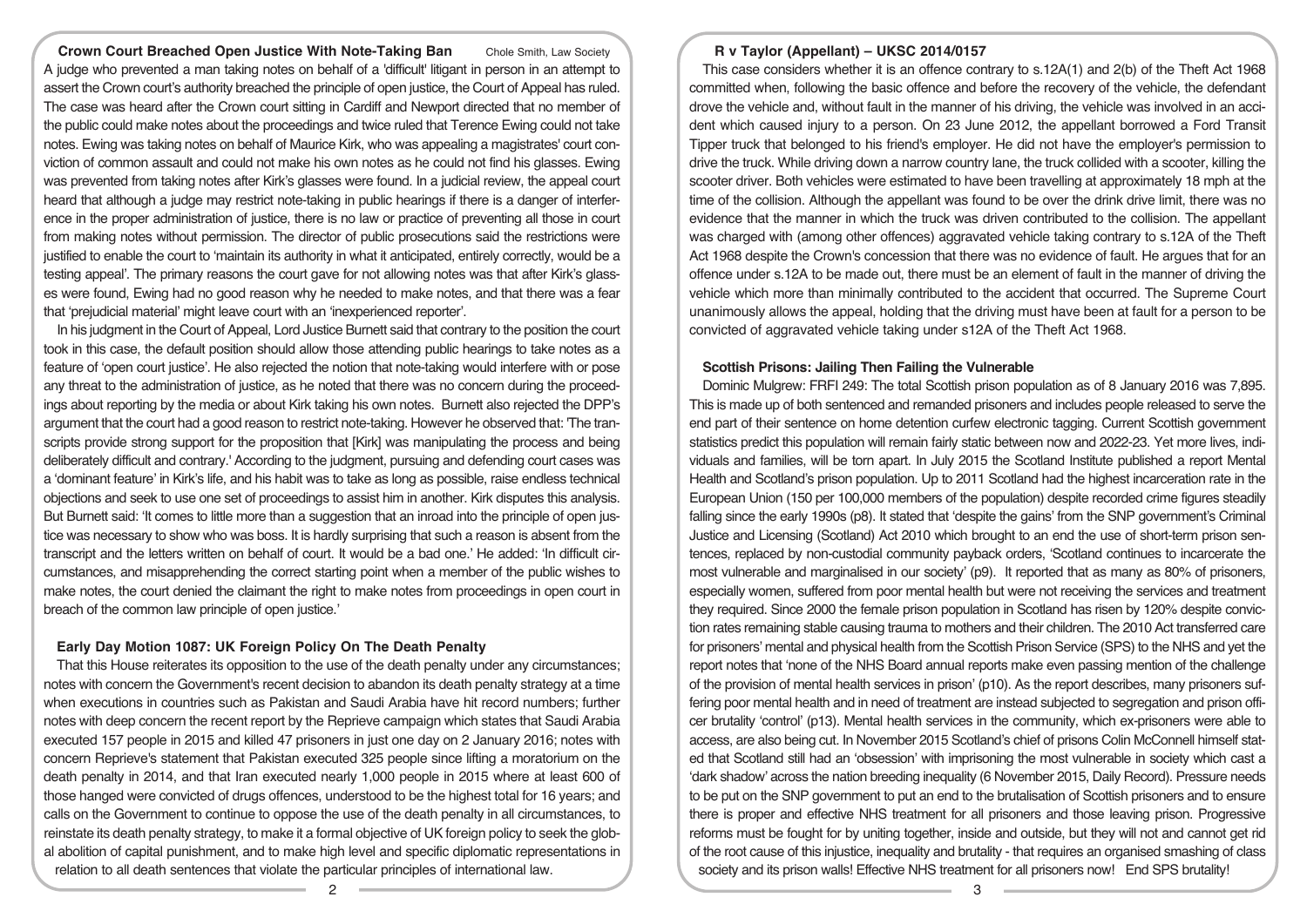## Crown Court Breached Open Justice With Note-Taking Ban

Chole Smith, Law Society

A judge who prevented a man taking notes on behalf of a 'difficult' litigant in person in an attempt to assert the Crown court's authority breached the principle of open justice, the Court of Appeal has ruled. The case was heard after the Crown court sitting in Cardiff and Newport directed that no member of the public could make notes about the proceedings and twice ruled that Terence Ewing could not take notes. Ewing was taking notes on behalf of Maurice Kirk, who was appealing a magistrates' court conviction of common assault and could not make his own notes as he could not find his glasses. Ewing was prevented from taking notes after Kirk's glasses were found. In a judicial review, the appeal court heard that although a judge may restrict note-taking in public hearings if there is a danger of interference in the proper administration of justice, there is no law or practice of preventing all those in court from making notes without permission. The director of public prosecutions said the restrictions were justified to enable the court to 'maintain its authority in what it anticipated, entirely correctly, would be a testing appeal'. The primary reasons the court gave for not allowing notes was that after Kirk's glasses were found, Ewing had no good reason why he needed to make notes, and that there was a fear that 'prejudicial material' might leave court with an 'inexperienced reporter'.

In his judgment in the Court of Appeal, Lord Justice Burnett said that contrary to the position the court took in this case, the default position should allow those attending public hearings to take notes as a feature of 'open court justice'. He also rejected the notion that note-taking would interfere with or pose any threat to the administration of justice, as he noted that there was no concern during the proceedings about reporting by the media or about Kirk taking his own notes. Burnett also rejected the DPP's argument that the court had a good reason to restrict note-taking. However he observed that: 'The transcripts provide strong support for the proposition that [Kirk] was manipulating the process and being deliberately difficult and contrary.' According to the judgment, pursuing and defending court cases was a 'dominant feature' in Kirk's life, and his habit was to take as long as possible, raise endless technical objections and seek to use one set of proceedings to assist him in another. Kirk disputes this analysis. But Burnett said: 'It comes to little more than a suggestion that an inroad into the principle of open justice was necessary to show who was boss. It is hardly surprising that such a reason is absent from the transcript and the letters written on behalf of court. It would be a bad one.' He added: 'In difficult circumstances, and misapprehending the correct starting point when a member of the public wishes to make notes, the court denied the claimant the right to make notes from proceedings in open court in breach of the common law principle of open justice.'

## Early Day Motion 1087: UK Foreign Policy On The Death Penalty

That this House reiterates its opposition to the use of the death penalty under any circumstances; notes with concern the Government's recent decision to abandon its death penalty strategy at a time when executions in countries such as Pakistan and Saudi Arabia have hit record numbers; further notes with deep concern the recent report by the Reprieve campaign which states that Saudi Arabia executed 157 people in 2015 and killed 47 prisoners in just one day on 2 January 2016; notes with concern Reprieve's statement that Pakistan executed 325 people since lifting a moratorium on the death penalty in 2014, and that Iran executed nearly 1,000 people in 2015 where at least 600 of those hanged were convicted of drugs offences, understood to be the highest total for 16 years; and calls on the Government to continue to oppose the use of the death penalty in all circumstances, to reinstate its death penalty strategy, to make it a formal objective of UK foreign policy to seek the global abolition of capital punishment, and to make high level and specific diplomatic representations in relation to all death sentences that violate the particular principles of international law.

## R v Taylor (Appellant) – UKSC 2014/0157

This case considers whether it is an offence contrary to s.12A(1) and 2(b) of the Theft Act 1968 committed when, following the basic offence and before the recovery of the vehicle, the defendant drove the vehicle and, without fault in the manner of his driving, the vehicle was involved in an accident which caused injury to a person. On 23 June 2012, the appellant borrowed a Ford Transit Tipper truck that belonged to his friend's employer. He did not have the employer's permission to drive the truck. While driving down a narrow country lane, the truck collided with a scooter, killing the scooter driver. Both vehicles were estimated to have been travelling at approximately 18 mph at the time of the collision. Although the appellant was found to be over the drink drive limit, there was no evidence that the manner in which the truck was driven contributed to the collision. The appellant was charged with (among other offences) aggravated vehicle taking contrary to s.12A of the Theft Act 1968 despite the Crown's concession that there was no evidence of fault. He argues that for an offence under s.12A to be made out, there must be an element of fault in the manner of driving the vehicle which more than minimally contributed to the accident that occurred. The Supreme Court unanimously allows the appeal, holding that the driving must have been at fault for a person to be convicted of aggravated vehicle taking under s12A of the Theft Act 1968.

## Scottish Prisons: Jailing Then Failing the Vulnerable

Dominic Mulgrew: FRFI 249: The total Scottish prison population as of 8 January 2016 was 7,895. This is made up of both sentenced and remanded prisoners and includes people released to serve the end part of their sentence on home detention curfew electronic tagging. Current Scottish government statistics predict this population will remain fairly static between now and 2022-23. Yet more lives, individuals and families, will be torn apart. In July 2015 the Scotland Institute published a report Mental Health and Scotland's prison population. Up to 2011 Scotland had the highest incarceration rate in the European Union (150 per 100,000 members of the population) despite recorded crime figures steadily falling since the early 1990s (p8). It stated that 'despite the gains' from the SNP government's Criminal Justice and Licensing (Scotland) Act 2010 which brought to an end the use of short-term prison sentences, replaced by non-custodial community payback orders, 'Scotland continues to incarcerate the most vulnerable and marginalised in our society' (p9). It reported that as many as 80% of prisoners, especially women, suffered from poor mental health but were not receiving the services and treatment they required. Since 2000 the female prison population in Scotland has risen by 120% despite conviction rates remaining stable causing trauma to mothers and their children. The 2010 Act transferred care for prisoners' mental and physical health from the Scottish Prison Service (SPS) to the NHS and yet the report notes that 'none of the NHS Board annual reports make even passing mention of the challenge of the provision of mental health services in prison' (p10). As the report describes, many prisoners suffering poor mental health and in need of treatment are instead subjected to segregation and prison officer brutality 'control' (p13). Mental health services in the community, which ex-prisoners were able to access, are also being cut. In November 2015 Scotland's chief of prisons Colin McConnell himself stated that Scotland still had an 'obsession' with imprisoning the most vulnerable in society which cast a 'dark shadow' across the nation breeding inequality (6 November 2015, Daily Record). Pressure needs to be put on the SNP government to put an end to the brutalisation of Scottish prisoners and to ensure there is proper and effective NHS treatment for all prisoners and those leaving prison. Progressive reforms must be fought for by uniting together, inside and outside, but they will not and cannot get rid of the root cause of this injustice, inequality and brutality - that requires an organised smashing of class society and its prison walls! Effective NHS treatment for all prisoners now! End SPS brutality!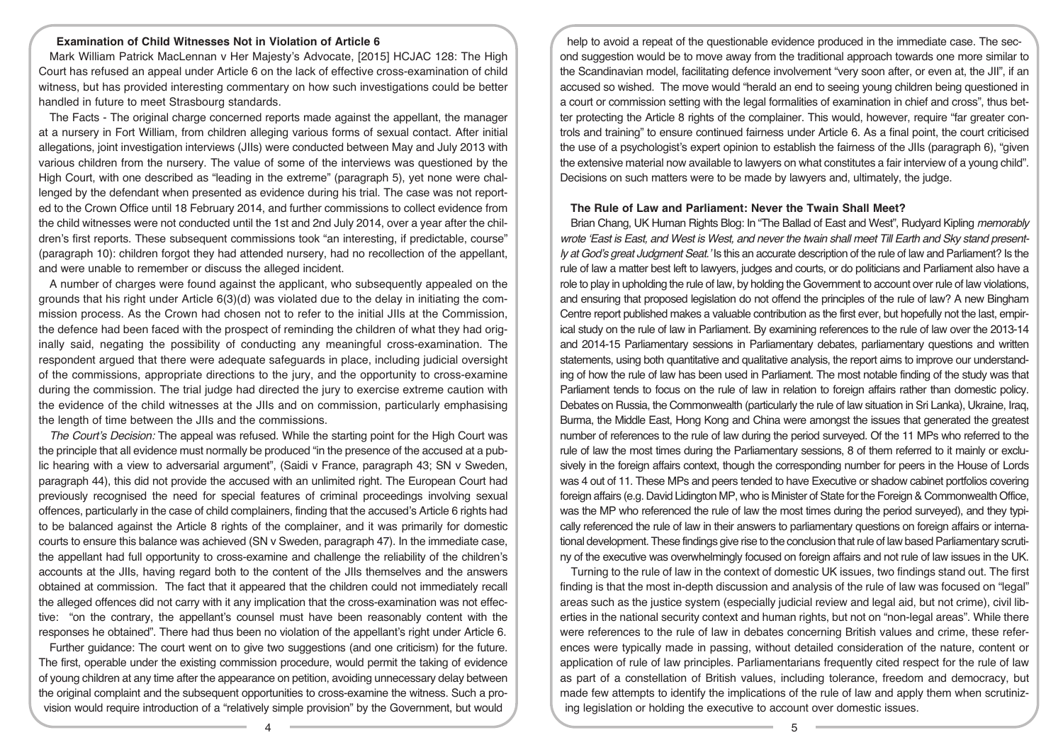### Examination of Child Witnesses Not in Violation of Article 6

Mark William Patrick MacLennan v Her Majesty's Advocate, [2015] HCJAC 128: The High Court has refused an appeal under Article 6 on the lack of effective cross-examination of child witness, but has provided interesting commentary on how such investigations could be better handled in future to meet Strasbourg standards.

The Facts - The original charge concerned reports made against the appellant, the manager at a nursery in Fort William, from children alleging various forms of sexual contact. After initial allegations, joint investigation interviews (JIIs) were conducted between May and July 2013 with various children from the nursery. The value of some of the interviews was questioned by the High Court, with one described as "leading in the extreme" (paragraph 5), yet none were challenged by the defendant when presented as evidence during his trial. The case was not reported to the Crown Office until 18 February 2014, and further commissions to collect evidence from the child witnesses were not conducted until the 1st and 2nd July 2014, over a year after the children's first reports. These subsequent commissions took "an interesting, if predictable, course" (paragraph 10): children forgot they had attended nursery, had no recollection of the appellant, and were unable to remember or discuss the alleged incident.

A number of charges were found against the applicant, who subsequently appealed on the grounds that his right under Article 6(3)(d) was violated due to the delay in initiating the commission process. As the Crown had chosen not to refer to the initial JIIs at the Commission, the defence had been faced with the prospect of reminding the children of what they had originally said, negating the possibility of conducting any meaningful cross-examination. The respondent argued that there were adequate safeguards in place, including judicial oversight of the commissions, appropriate directions to the jury, and the opportunity to cross-examine during the commission. The trial judge had directed the jury to exercise extreme caution with the evidence of the child witnesses at the JIIs and on commission, particularly emphasising the length of time between the JIIs and the commissions.

*The Court's Decision:* The appeal was refused. While the starting point for the High Court was the principle that all evidence must normally be produced "in the presence of the accused at a public hearing with a view to adversarial argument", (Saidi v France, paragraph 43; SN v Sweden, paragraph 44), this did not provide the accused with an unlimited right. The European Court had previously recognised the need for special features of criminal proceedings involving sexual offences, particularly in the case of child complainers, finding that the accused's Article 6 rights had to be balanced against the Article 8 rights of the complainer, and it was primarily for domestic courts to ensure this balance was achieved (SN v Sweden, paragraph 47). In the immediate case, the appellant had full opportunity to cross-examine and challenge the reliability of the children's accounts at the JIIs, having regard both to the content of the JIIs themselves and the answers obtained at commission. The fact that it appeared that the children could not immediately recall the alleged offences did not carry with it any implication that the cross-examination was not effective: "on the contrary, the appellant's counsel must have been reasonably content with the responses he obtained". There had thus been no violation of the appellant's right under Article 6.

Further guidance: The court went on to give two suggestions (and one criticism) for the future. The first, operable under the existing commission procedure, would permit the taking of evidence of young children at any time after the appearance on petition, avoiding unnecessary delay between the original complaint and the subsequent opportunities to cross-examine the witness. Such a provision would require introduction of a "relatively simple provision" by the Government, but would help to avoid a repeat of the questionable evidence produced in the immediate case. The second suggestion would be to move away from the traditional approach towards one more similar to the Scandinavian model, facilitating defence involvement "very soon after, or even at, the JII", if an accused so wished. The move would "herald an end to seeing young children being questioned in a court or commission setting with the legal formalities of examination in chief and cross", thus better protecting the Article 8 rights of the complainer. This would, however, require "far greater controls and training" to ensure continued fairness under Article 6. As a final point, the court criticised the use of a psychologist's expert opinion to establish the fairness of the JIIs (paragraph 6), "given the extensive material now available to lawyers on what constitutes a fair interview of a young child". Decisions on such matters were to be made by lawyers and, ultimately, the judge.

### The Rule of Law and Parliament: Never the Twain Shall Meet?

Brian Chang, UK Human Rights Blog: In "The Ballad of East and West", Rudyard Kipling *memorably wrote 'East is East, and West is West, and never the twain shall meet Till Earth and Sky stand presently at God's great Judgment Seat.'* Is this an accurate description of the rule of law and Parliament? Is the rule of law a matter best left to lawyers, judges and courts, or do politicians and Parliament also have a role to play in upholding the rule of law, by holding the Government to account over rule of law violations, and ensuring that proposed legislation do not offend the principles of the rule of law? A new Bingham Centre report published makes a valuable contribution as the first ever, but hopefully not the last, empirical study on the rule of law in Parliament. By examining references to the rule of law over the 2013-14 and 2014-15 Parliamentary sessions in Parliamentary debates, parliamentary questions and written statements, using both quantitative and qualitative analysis, the report aims to improve our understanding of how the rule of law has been used in Parliament. The most notable finding of the study was that Parliament tends to focus on the rule of law in relation to foreign affairs rather than domestic policy. Debates on Russia, the Commonwealth (particularly the rule of law situation in Sri Lanka), Ukraine, Iraq, Burma, the Middle East, Hong Kong and China were amongst the issues that generated the greatest number of references to the rule of law during the period surveyed. Of the 11 MPs who referred to the rule of law the most times during the Parliamentary sessions, 8 of them referred to it mainly or exclusively in the foreign affairs context, though the corresponding number for peers in the House of Lords was 4 out of 11. These MPs and peers tended to have Executive or shadow cabinet portfolios covering foreign affairs (e.g. David Lidington MP, who is Minister of State for the Foreign & Commonwealth Office, was the MP who referenced the rule of law the most times during the period surveyed), and they typically referenced the rule of law in their answers to parliamentary questions on foreign affairs or international development. These findings give rise to the conclusion that rule of law based Parliamentary scrutiny of the executive was overwhelmingly focused on foreign affairs and not rule of law issues in the UK.

Turning to the rule of law in the context of domestic UK issues, two findings stand out. The first finding is that the most in-depth discussion and analysis of the rule of law was focused on "legal" areas such as the justice system (especially judicial review and legal aid, but not crime), civil liberties in the national security context and human rights, but not on "non-legal areas". While there were references to the rule of law in debates concerning British values and crime, these references were typically made in passing, without detailed consideration of the nature, content or application of rule of law principles. Parliamentarians frequently cited respect for the rule of law as part of a constellation of British values, including tolerance, freedom and democracy, but made few attempts to identify the implications of the rule of law and apply them when scrutinizing legislation or holding the executive to account over domestic issues.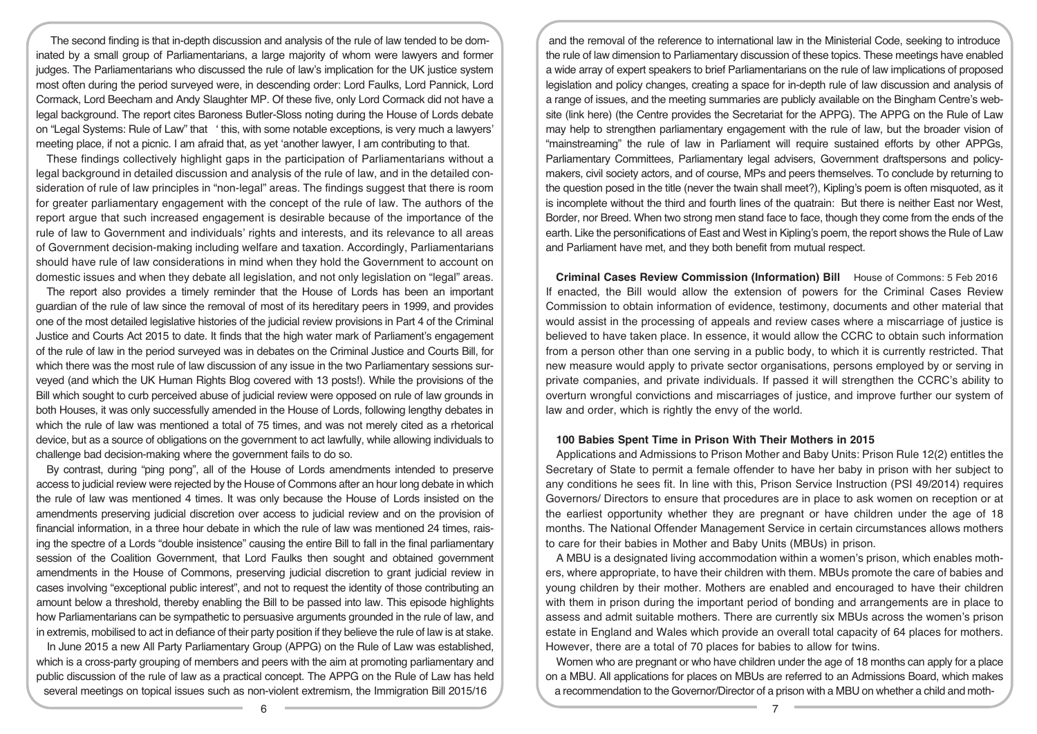The second finding is that in-depth discussion and analysis of the rule of law tended to be dominated by a small group of Parliamentarians, a large majority of whom were lawyers and former judges. The Parliamentarians who discussed the rule of law's implication for the UK justice system most often during the period surveyed were, in descending order: Lord Faulks, Lord Pannick, Lord Cormack, Lord Beecham and Andy Slaughter MP. Of these five, only Lord Cormack did not have a legal background. The report cites Baroness Butler-Sloss noting during the House of Lords debate on "Legal Systems: Rule of Law" that ' this, with some notable exceptions, is very much a lawyers' meeting place, if not a picnic. I am afraid that, as yet 'another lawyer, I am contributing to that.

These findings collectively highlight gaps in the participation of Parliamentarians without a legal background in detailed discussion and analysis of the rule of law, and in the detailed consideration of rule of law principles in "non-legal" areas. The findings suggest that there is room for greater parliamentary engagement with the concept of the rule of law. The authors of the report argue that such increased engagement is desirable because of the importance of the rule of law to Government and individuals' rights and interests, and its relevance to all areas of Government decision-making including welfare and taxation. Accordingly, Parliamentarians should have rule of law considerations in mind when they hold the Government to account on domestic issues and when they debate all legislation, and not only legislation on "legal" areas.

The report also provides a timely reminder that the House of Lords has been an important guardian of the rule of law since the removal of most of its hereditary peers in 1999, and provides one of the most detailed legislative histories of the judicial review provisions in Part 4 of the Criminal Justice and Courts Act 2015 to date. It finds that the high water mark of Parliament's engagement of the rule of law in the period surveyed was in debates on the Criminal Justice and Courts Bill, for which there was the most rule of law discussion of any issue in the two Parliamentary sessions surveyed (and which the UK Human Rights Blog covered with 13 posts!). While the provisions of the Bill which sought to curb perceived abuse of judicial review were opposed on rule of law grounds in both Houses, it was only successfully amended in the House of Lords, following lengthy debates in which the rule of law was mentioned a total of 75 times, and was not merely cited as a rhetorical device, but as a source of obligations on the government to act lawfully, while allowing individuals to challenge bad decision-making where the government fails to do so.

By contrast, during "ping pong", all of the House of Lords amendments intended to preserve access to judicial review were rejected by the House of Commons after an hour long debate in which the rule of law was mentioned 4 times. It was only because the House of Lords insisted on the amendments preserving judicial discretion over access to judicial review and on the provision of financial information, in a three hour debate in which the rule of law was mentioned 24 times, raising the spectre of a Lords "double insistence" causing the entire Bill to fall in the final parliamentary session of the Coalition Government, that Lord Faulks then sought and obtained government amendments in the House of Commons, preserving judicial discretion to grant judicial review in cases involving "exceptional public interest", and not to request the identity of those contributing an amount below a threshold, thereby enabling the Bill to be passed into law. This episode highlights how Parliamentarians can be sympathetic to persuasive arguments grounded in the rule of law, and in extremis, mobilised to act in defiance of their party position if they believe the rule of law is at stake.

In June 2015 a new All Party Parliamentary Group (APPG) on the Rule of Law was established, which is a cross-party grouping of members and peers with the aim at promoting parliamentary and public discussion of the rule of law as a practical concept. The APPG on the Rule of Law has held several meetings on topical issues such as non-violent extremism, the Immigration Bill 2015/16 and the removal of the reference to international law in the Ministerial Code, seeking to introduce the rule of law dimension to Parliamentary discussion of these topics. These meetings have enabled a wide array of expert speakers to brief Parliamentarians on the rule of law implications of proposed legislation and policy changes, creating a space for in-depth rule of law discussion and analysis of a range of issues, and the meeting summaries are publicly available on the Bingham Centre's website (link here) (the Centre provides the Secretariat for the APPG). The APPG on the Rule of Law may help to strengthen parliamentary engagement with the rule of law, but the broader vision of "mainstreaming" the rule of law in Parliament will require sustained efforts by other APPGs, Parliamentary Committees, Parliamentary legal advisers, Government draftspersons and policy-makers, civil society actors, and of course, MPs and peers themselves. To conclude by returning to the question posed in the title (never the twain shall meet?), Kipling's poem is often misquoted, as it is incomplete without the third and fourth lines of the quatrain: But there is neither East nor West, Border, nor Breed. When two strong men stand face to face, though they come from the ends of the earth. Like the personifications of East and West in Kipling's poem, the report shows the Rule of Law and Parliament have met, and they both benefit from mutual respect.

**Criminal Cases Review Commission (Information) Bill** House of Commons: 5 Feb 2016

If enacted, the Bill would allow the extension of powers for the Criminal Cases Review Commission to obtain information of evidence, testimony, documents and other material that would assist in the processing of appeals and review cases where a miscarriage of justice is believed to have taken place. In essence, it would allow the CCRC to obtain such information from a person other than one serving in a public body, to which it is currently restricted. That new measure would apply to private sector organisations, persons employed by or serving in private companies, and private individuals. If passed it will strengthen the CCRC's ability to overturn wrongful convictions and miscarriages of justice, and improve further our system of law and order, which is rightly the envy of the world.

### 100 Babies Spent Time in Prison With Their Mothers in 2015

Applications and Admissions to Prison Mother and Baby Units: Prison Rule 12(2) entitles the Secretary of State to permit a female offender to have her baby in prison with her subject to any conditions he sees fit. In line with this, Prison Service Instruction (PSI 49/2014) requires Governors/ Directors to ensure that procedures are in place to ask women on reception or at the earliest opportunity whether they are pregnant or have children under the age of 18 months. The National Offender Management Service in certain circumstances allows mothers to care for their babies in Mother and Baby Units (MBUs) in prison.

A MBU is a designated living accommodation within a women's prison, which enables mothers, where appropriate, to have their children with them. MBUs promote the care of babies and young children by their mother. Mothers are enabled and encouraged to have their children with them in prison during the important period of bonding and arrangements are in place to assess and admit suitable mothers. There are currently six MBUs across the women's prison estate in England and Wales which provide an overall total capacity of 64 places for mothers. However, there are a total of 70 places for babies to allow for twins.

Women who are pregnant or who have children under the age of 18 months can apply for a place on a MBU. All applications for places on MBUs are referred to an Admissions Board, which makes a recommendation to the Governor/Director of a prison with a MBU on whether a child and moth-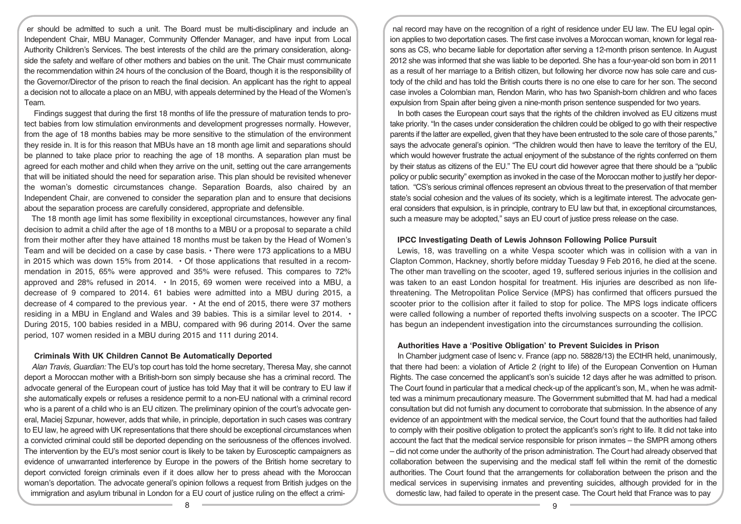er should be admitted to such a unit. The Board must be multi-disciplinary and include an Independent Chair, MBU Manager, Community Offender Manager, and have input from Local Authority Children's Services. The best interests of the child are the primary consideration, alongside the safety and welfare of other mothers and babies on the unit. The Chair must communicate the recommendation within 24 hours of the conclusion of the Board, though it is the responsibility of the Governor/Director of the prison to reach the final decision. An applicant has the right to appeal a decision not to allocate a place on an MBU, with appeals determined by the Head of the Women's Team.

Findings suggest that during the first 18 months of life the pressure of maturation tends to protect babies from low stimulation environments and development progresses normally. However, from the age of 18 months babies may be more sensitive to the stimulation of the environment they reside in. It is for this reason that MBUs have an 18 month age limit and separations should be planned to take place prior to reaching the age of 18 months. A separation plan must be agreed for each mother and child when they arrive on the unit, setting out the care arrangements that will be initiated should the need for separation arise. This plan should be revisited whenever the woman's domestic circumstances change. Separation Boards, also chaired by an Independent Chair, are convened to consider the separation plan and to ensure that decisions about the separation process are carefully considered, appropriate and defensible.

The 18 month age limit has some flexibility in exceptional circumstances, however any final decision to admit a child after the age of 18 months to a MBU or a proposal to separate a child from their mother after they have attained 18 months must be taken by the Head of Women's Team and will be decided on a case by case basis. • There were 173 applications to a MBU in 2015 which was down 15% from 2014. • Of those applications that resulted in a recommendation in 2015, 65% were approved and 35% were refused. This compares to 72% approved and 28% refused in 2014. • In 2015, 69 women were received into a MBU, a decrease of 9 compared to 2014. 61 babies were admitted into a MBU during 2015, a decrease of 4 compared to the previous year. • At the end of 2015, there were 37 mothers residing in a MBU in England and Wales and 39 babies. This is a similar level to 2014. • During 2015, 100 babies resided in a MBU, compared with 96 during 2014. Over the same period, 107 women resided in a MBU during 2015 and 111 during 2014.

### Criminals With UK Children Cannot Be Automatically Deported

*Alan Travis, Guardian:* The EU's top court has told the home secretary, Theresa May, she cannot deport a Moroccan mother with a British-born son simply because she has a criminal record. The advocate general of the European court of justice has told May that it will be contrary to EU law if she automatically expels or refuses a residence permit to a non-EU national with a criminal record who is a parent of a child who is an EU citizen. The preliminary opinion of the court's advocate general, Maciej Szpunar, however, adds that while, in principle, deportation in such cases was contrary to EU law, he agreed with UK representations that there should be exceptional circumstances when a convicted criminal could still be deported depending on the seriousness of the offences involved. The intervention by the EU's most senior court is likely to be taken by Eurosceptic campaigners as evidence of unwarranted interference by Europe in the powers of the British home secretary to deport convicted foreign criminals even if it does allow her to press ahead with the Moroccan woman's deportation. The advocate general's opinion follows a request from British judges on the immigration and asylum tribunal in London for a EU court of justice ruling on the effect a criminal record may have on the recognition of a right of residence under EU law. The EU legal opinion applies to two deportation cases. The first case involves a Moroccan woman, known for legal reasons as CS, who became liable for deportation after serving a 12-month prison sentence. In August 2012 she was informed that she was liable to be deported. She has a four-year-old son born in 2011 as a result of her marriage to a British citizen, but following her divorce now has sole care and custody of the child and has told the British courts there is no one else to care for her son. The second case involes a Colombian man, Rendon Marin, who has two Spanish-born children and who faces expulsion from Spain after being given a nine-month prison sentence suspended for two years.

In both cases the European court says that the rights of the children involved as EU citizens must take priority. "In the cases under consideration the children could be obliged to go with their respective parents if the latter are expelled, given that they have been entrusted to the sole care of those parents," says the advocate general's opinion. "The children would then have to leave the territory of the EU, which would however frustrate the actual enjoyment of the substance of the rights conferred on them by their status as citizens of the EU." The EU court did however agree that there should be a "public policy or public security" exemption as invoked in the case of the Moroccan mother to justify her deportation. "CS's serious criminal offences represent an obvious threat to the preservation of that member state's social cohesion and the values of its society, which is a legitimate interest. The advocate general considers that expulsion, is in principle, contrary to EU law but that, in exceptional circumstances, such a measure may be adopted," says an EU court of justice press release on the case.

### IPCC Investigating Death of Lewis Johnson Following Police Pursuit

Lewis, 18, was travelling on a white Vespa scooter which was in collision with a van in Clapton Common, Hackney, shortly before midday Tuesday 9 Feb 2016, he died at the scene. The other man travelling on the scooter, aged 19, suffered serious injuries in the collision and was taken to an east London hospital for treatment. His injuries are described as non life-threatening. The Metropolitan Police Service (MPS) has confirmed that officers pursued the scooter prior to the collision after it failed to stop for police. The MPS logs indicate officers were called following a number of reported thefts involving suspects on a scooter. The IPCC has begun an independent investigation into the circumstances surrounding the collision.

### Authorities Have a 'Positive Obligation' to Prevent Suicides in Prison

In Chamber judgment case of Isenc v. France (app no. 58828/13) the ECtHR held, unanimously, that there had been: a violation of Article 2 (right to life) of the European Convention on Human Rights. The case concerned the applicant's son's suicide 12 days after he was admitted to prison. The Court found in particular that a medical check-up of the applicant's son, M., when he was admitted was a minimum precautionary measure. The Government submitted that M. had had a medical consultation but did not furnish any document to corroborate that submission. In the absence of any evidence of an appointment with the medical service, the Court found that the authorities had failed to comply with their positive obligation to protect the applicant's son's right to life. It did not take into account the fact that the medical service responsible for prison inmates – the SMPR among others – did not come under the authority of the prison administration. The Court had already observed that collaboration between the supervising and the medical staff fell within the remit of the domestic authorities. The Court found that the arrangements for collaboration between the prison and the medical services in supervising inmates and preventing suicides, although provided for in the domestic law, had failed to operate in the present case. The Court held that France was to pay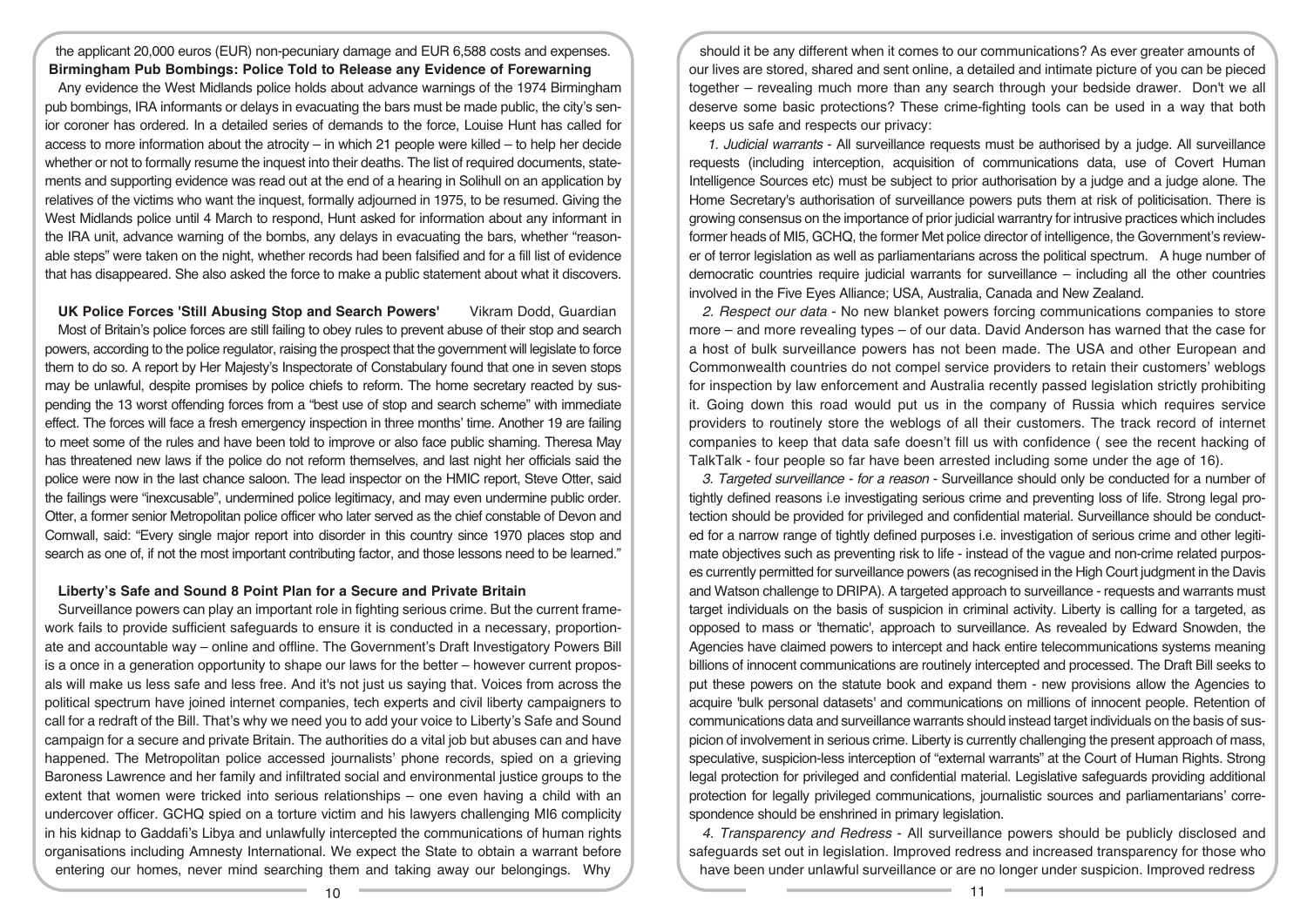the applicant 20,000 euros (EUR) non-pecuniary damage and EUR 6,588 costs and expenses.

**Birmingham Pub Bombings: Police Told to Release any Evidence of Forewarning**

Any evidence the West Midlands police holds about advance warnings of the 1974 Birmingham pub bombings, IRA informants or delays in evacuating the bars must be made public, the city's senior coroner has ordered. In a detailed series of demands to the force, Louise Hunt has called for access to more information about the atrocity – in which 21 people were killed – to help her decide whether or not to formally resume the inquest into their deaths. The list of required documents, statements and supporting evidence was read out at the end of a hearing in Solihull on an application by relatives of the victims who want the inquest, formally adjourned in 1975, to be resumed. Giving the West Midlands police until 4 March to respond, Hunt asked for information about any informant in the IRA unit, advance warning of the bombs, any delays in evacuating the bars, whether "reasonable steps" were taken on the night, whether records had been falsified and for a fill list of evidence that has disappeared. She also asked the force to make a public statement about what it discovers.

**UK Police Forces 'Still Abusing Stop and Search Powers'** Vikram Dodd, Guardian

Most of Britain's police forces are still failing to obey rules to prevent abuse of their stop and search powers, according to the police regulator, raising the prospect that the government will legislate to force them to do so. A report by Her Majesty's Inspectorate of Constabulary found that one in seven stops may be unlawful, despite promises by police chiefs to reform. The home secretary reacted by suspending the 13 worst offending forces from a "best use of stop and search scheme" with immediate effect. The forces will face a fresh emergency inspection in three months' time. Another 19 are failing to meet some of the rules and have been told to improve or also face public shaming. Theresa May has threatened new laws if the police do not reform themselves, and last night her officials said the police were now in the last chance saloon. The lead inspector on the HMIC report, Steve Otter, said the failings were "inexcusable", undermined police legitimacy, and may even undermine public order. Otter, a former senior Metropolitan police officer who later served as the chief constable of Devon and Cornwall, said: "Every single major report into disorder in this country since 1970 places stop and search as one of, if not the most important contributing factor, and those lessons need to be learned."

**Liberty's Safe and Sound 8 Point Plan for a Secure and Private Britain**

Surveillance powers can play an important role in fighting serious crime. But the current framework fails to provide sufficient safeguards to ensure it is conducted in a necessary, proportionate and accountable way – online and offline. The Government's Draft Investigatory Powers Bill is a once in a generation opportunity to shape our laws for the better – however current proposals will make us less safe and less free. And it's not just us saying that. Voices from across the political spectrum have joined internet companies, tech experts and civil liberty campaigners to call for a redraft of the Bill. That's why we need you to add your voice to Liberty's Safe and Sound campaign for a secure and private Britain. The authorities do a vital job but abuses can and have happened. The Metropolitan police accessed journalists' phone records, spied on a grieving Baroness Lawrence and her family and infiltrated social and environmental justice groups to the extent that women were tricked into serious relationships – one even having a child with an undercover officer. GCHQ spied on a torture victim and his lawyers challenging MI6 complicity in his kidnap to Gaddafi's Libya and unlawfully intercepted the communications of human rights organisations including Amnesty International. We expect the State to obtain a warrant before entering our homes, never mind searching them and taking away our belongings. Why should it be any different when it comes to our communications? As ever greater amounts of our lives are stored, shared and sent online, a detailed and intimate picture of you can be pieced together – revealing much more than any search through your bedside drawer. Don't we all deserve some basic protections? These crime-fighting tools can be used in a way that both keeps us safe and respects our privacy:

*1. Judicial warrants* - All surveillance requests must be authorised by a judge. All surveillance requests (including interception, acquisition of communications data, use of Covert Human Intelligence Sources etc) must be subject to prior authorisation by a judge and a judge alone. The Home Secretary's authorisation of surveillance powers puts them at risk of politicisation. There is growing consensus on the importance of prior judicial warrantry for intrusive practices which includes former heads of MI5, GCHQ, the former Met police director of intelligence, the Government's reviewer of terror legislation as well as parliamentarians across the political spectrum. A huge number of democratic countries require judicial warrants for surveillance – including all the other countries involved in the Five Eyes Alliance; USA, Australia, Canada and New Zealand.

*2. Respect our data* - No new blanket powers forcing communications companies to store more – and more revealing types – of our data. David Anderson has warned that the case for a host of bulk surveillance powers has not been made. The USA and other European and Commonwealth countries do not compel service providers to retain their customers' weblogs for inspection by law enforcement and Australia recently passed legislation strictly prohibiting it. Going down this road would put us in the company of Russia which requires service providers to routinely store the weblogs of all their customers. The track record of internet companies to keep that data safe doesn't fill us with confidence ( see the recent hacking of TalkTalk - four people so far have been arrested including some under the age of 16).

*3. Targeted surveillance - for a reason* - Surveillance should only be conducted for a number of tightly defined reasons i.e investigating serious crime and preventing loss of life. Strong legal protection should be provided for privileged and confidential material. Surveillance should be conducted for a narrow range of tightly defined purposes i.e. investigation of serious crime and other legitimate objectives such as preventing risk to life - instead of the vague and non-crime related purposes currently permitted for surveillance powers (as recognised in the High Court judgment in the Davis and Watson challenge to DRIPA). A targeted approach to surveillance - requests and warrants must target individuals on the basis of suspicion in criminal activity. Liberty is calling for a targeted, as opposed to mass or 'thematic', approach to surveillance. As revealed by Edward Snowden, the Agencies have claimed powers to intercept and hack entire telecommunications systems meaning billions of innocent communications are routinely intercepted and processed. The Draft Bill seeks to put these powers on the statute book and expand them - new provisions allow the Agencies to acquire 'bulk personal datasets' and communications on millions of innocent people. Retention of communications data and surveillance warrants should instead target individuals on the basis of suspicion of involvement in serious crime. Liberty is currently challenging the present approach of mass, speculative, suspicion-less interception of "external warrants" at the Court of Human Rights. Strong legal protection for privileged and confidential material. Legislative safeguards providing additional protection for legally privileged communications, journalistic sources and parliamentarians' correspondence should be enshrined in primary legislation.

*4. Transparency and Redress* - All surveillance powers should be publicly disclosed and safeguards set out in legislation. Improved redress and increased transparency for those who have been under unlawful surveillance or are no longer under suspicion. Improved redress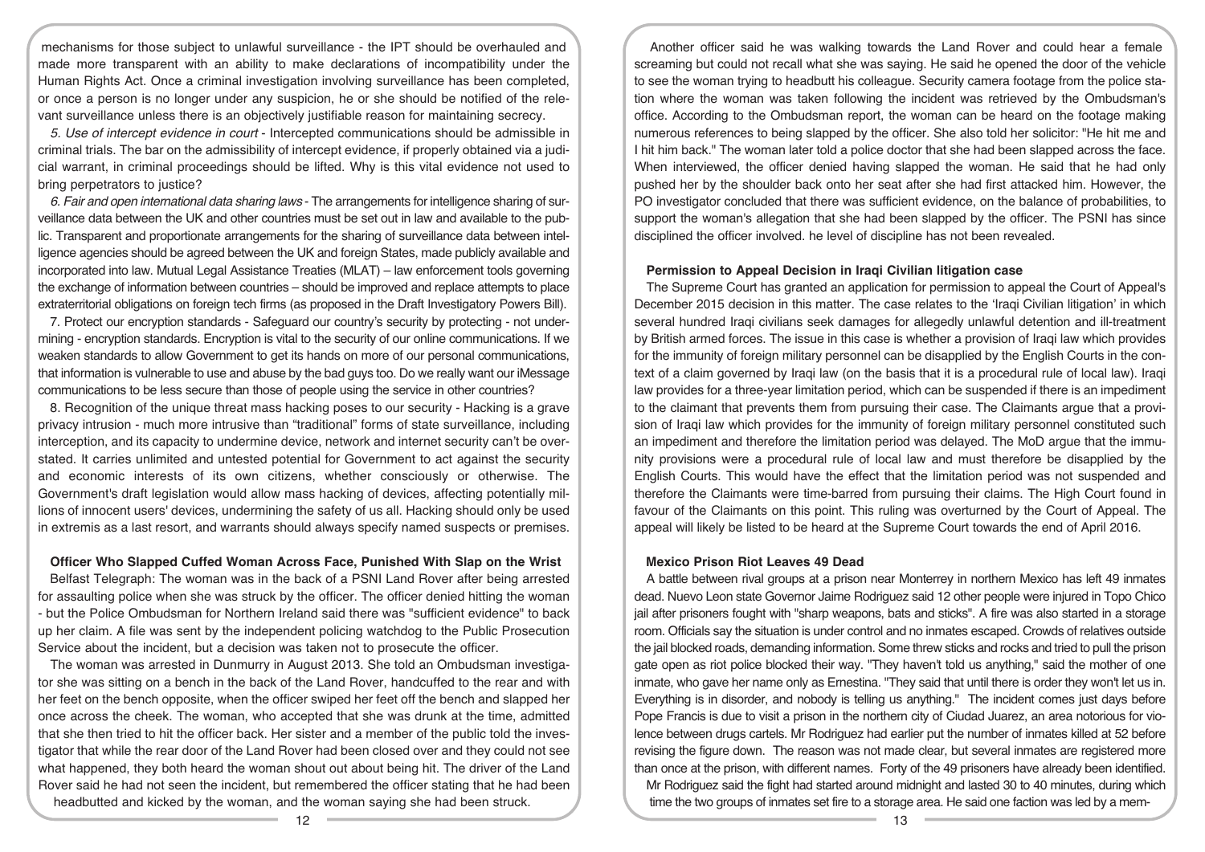mechanisms for those subject to unlawful surveillance - the IPT should be overhauled and made more transparent with an ability to make declarations of incompatibility under the Human Rights Act. Once a criminal investigation involving surveillance has been completed, or once a person is no longer under any suspicion, he or she should be notified of the relevant surveillance unless there is an objectively justifiable reason for maintaining secrecy.

*5. Use of intercept evidence in court* - Intercepted communications should be admissible in criminal trials. The bar on the admissibility of intercept evidence, if properly obtained via a judicial warrant, in criminal proceedings should be lifted. Why is this vital evidence not used to bring perpetrators to justice?

*6. Fair and open international data sharing laws* - The arrangements for intelligence sharing of surveillance data between the UK and other countries must be set out in law and available to the public. Transparent and proportionate arrangements for the sharing of surveillance data between intelligence agencies should be agreed between the UK and foreign States, made publicly available and incorporated into law. Mutual Legal Assistance Treaties (MLAT) – law enforcement tools governing the exchange of information between countries – should be improved and replace attempts to place extraterritorial obligations on foreign tech firms (as proposed in the Draft Investigatory Powers Bill).

7. Protect our encryption standards - Safeguard our country's security by protecting - not undermining - encryption standards. Encryption is vital to the security of our online communications. If we weaken standards to allow Government to get its hands on more of our personal communications, that information is vulnerable to use and abuse by the bad guys too. Do we really want our iMessage communications to be less secure than those of people using the service in other countries?

8. Recognition of the unique threat mass hacking poses to our security - Hacking is a grave privacy intrusion - much more intrusive than "traditional" forms of state surveillance, including interception, and its capacity to undermine device, network and internet security can't be overstated. It carries unlimited and untested potential for Government to act against the security and economic interests of its own citizens, whether consciously or otherwise. The Government's draft legislation would allow mass hacking of devices, affecting potentially millions of innocent users' devices, undermining the safety of us all. Hacking should only be used in extremis as a last resort, and warrants should always specify named suspects or premises.

**Officer Who Slapped Cuffed Woman Across Face, Punished With Slap on the Wrist**

Belfast Telegraph: The woman was in the back of a PSNI Land Rover after being arrested for assaulting police when she was struck by the officer. The officer denied hitting the woman - but the Police Ombudsman for Northern Ireland said there was "sufficient evidence" to back up her claim. A file was sent by the independent policing watchdog to the Public Prosecution Service about the incident, but a decision was taken not to prosecute the officer.

The woman was arrested in Dunmurry in August 2013. She told an Ombudsman investigator she was sitting on a bench in the back of the Land Rover, handcuffed to the rear and with her feet on the bench opposite, when the officer swiped her feet off the bench and slapped her once across the cheek. The woman, who accepted that she was drunk at the time, admitted that she then tried to hit the officer back. Her sister and a member of the public told the investigator that while the rear door of the Land Rover had been closed over and they could not see what happened, they both heard the woman shout out about being hit. The driver of the Land Rover said he had not seen the incident, but remembered the officer stating that he had been headbutted and kicked by the woman, and the woman saying she had been struck.

Another officer said he was walking towards the Land Rover and could hear a female screaming but could not recall what she was saying. He said he opened the door of the vehicle to see the woman trying to headbutt his colleague. Security camera footage from the police station where the woman was taken following the incident was retrieved by the Ombudsman's office. According to the Ombudsman report, the woman can be heard on the footage making numerous references to being slapped by the officer. She also told her solicitor: "He hit me and I hit him back." The woman later told a police doctor that she had been slapped across the face. When interviewed, the officer denied having slapped the woman. He said that he had only pushed her by the shoulder back onto her seat after she had first attacked him. However, the PO investigator concluded that there was sufficient evidence, on the balance of probabilities, to support the woman's allegation that she had been slapped by the officer. The PSNI has since disciplined the officer involved. he level of discipline has not been revealed.

**Permission to Appeal Decision in Iraqi Civilian litigation case**

The Supreme Court has granted an application for permission to appeal the Court of Appeal's December 2015 decision in this matter. The case relates to the 'Iraqi Civilian litigation' in which several hundred Iraqi civilians seek damages for allegedly unlawful detention and ill-treatment by British armed forces. The issue in this case is whether a provision of Iraqi law which provides for the immunity of foreign military personnel can be disapplied by the English Courts in the context of a claim governed by Iraqi law (on the basis that it is a procedural rule of local law). Iraqi law provides for a three-year limitation period, which can be suspended if there is an impediment to the claimant that prevents them from pursuing their case. The Claimants argue that a provision of Iraqi law which provides for the immunity of foreign military personnel constituted such an impediment and therefore the limitation period was delayed. The MoD argue that the immunity provisions were a procedural rule of local law and must therefore be disapplied by the English Courts. This would have the effect that the limitation period was not suspended and therefore the Claimants were time-barred from pursuing their claims. The High Court found in favour of the Claimants on this point. This ruling was overturned by the Court of Appeal. The appeal will likely be listed to be heard at the Supreme Court towards the end of April 2016.

**Mexico Prison Riot Leaves 49 Dead**

A battle between rival groups at a prison near Monterrey in northern Mexico has left 49 inmates dead. Nuevo Leon state Governor Jaime Rodriguez said 12 other people were injured in Topo Chico jail after prisoners fought with "sharp weapons, bats and sticks". A fire was also started in a storage room. Officials say the situation is under control and no inmates escaped. Crowds of relatives outside the jail blocked roads, demanding information. Some threw sticks and rocks and tried to pull the prison gate open as riot police blocked their way. "They haven't told us anything," said the mother of one inmate, who gave her name only as Ernestina. "They said that until there is order they won't let us in. Everything is in disorder, and nobody is telling us anything." The incident comes just days before Pope Francis is due to visit a prison in the northern city of Ciudad Juarez, an area notorious for violence between drugs cartels. Mr Rodriguez had earlier put the number of inmates killed at 52 before revising the figure down. The reason was not made clear, but several inmates are registered more than once at the prison, with different names. Forty of the 49 prisoners have already been identified.

Mr Rodriguez said the fight had started around midnight and lasted 30 to 40 minutes, during which time the two groups of inmates set fire to a storage area. He said one faction was led by a mem-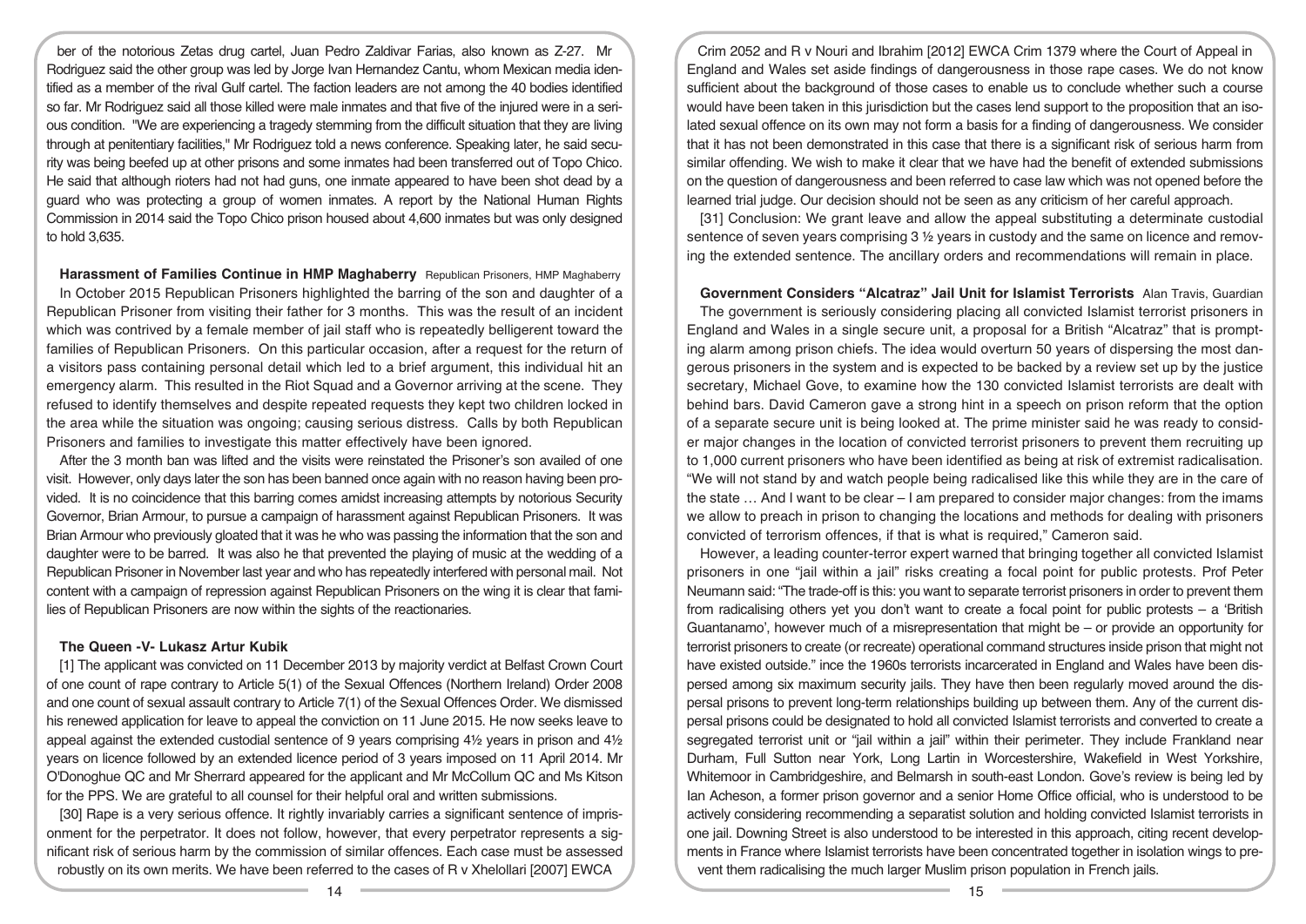ber of the notorious Zetas drug cartel, Juan Pedro Zaldivar Farias, also known as Z-27. Mr Rodriguez said the other group was led by Jorge Ivan Hernandez Cantu, whom Mexican media identified as a member of the rival Gulf cartel. The faction leaders are not among the 40 bodies identified so far. Mr Rodriguez said all those killed were male inmates and that five of the injured were in a serious condition. "We are experiencing a tragedy stemming from the difficult situation that they are living through at penitentiary facilities," Mr Rodriguez told a news conference. Speaking later, he said security was being beefed up at other prisons and some inmates had been transferred out of Topo Chico. He said that although rioters had not had guns, one inmate appeared to have been shot dead by a guard who was protecting a group of women inmates. A report by the National Human Rights Commission in 2014 said the Topo Chico prison housed about 4,600 inmates but was only designed to hold 3,635.

**Harassment of Families Continue in HMP Maghaberry** Republican Prisoners, HMP Maghaberry

In October 2015 Republican Prisoners highlighted the barring of the son and daughter of a Republican Prisoner from visiting their father for 3 months. This was the result of an incident which was contrived by a female member of jail staff who is repeatedly belligerent toward the families of Republican Prisoners. On this particular occasion, after a request for the return of a visitors pass containing personal detail which led to a brief argument, this individual hit an emergency alarm. This resulted in the Riot Squad and a Governor arriving at the scene. They refused to identify themselves and despite repeated requests they kept two children locked in the area while the situation was ongoing; causing serious distress. Calls by both Republican Prisoners and families to investigate this matter effectively have been ignored.

After the 3 month ban was lifted and the visits were reinstated the Prisoner's son availed of one visit. However, only days later the son has been banned once again with no reason having been provided. It is no coincidence that this barring comes amidst increasing attempts by notorious Security Governor, Brian Armour, to pursue a campaign of harassment against Republican Prisoners. It was Brian Armour who previously gloated that it was he who was passing the information that the son and daughter were to be barred. It was also he that prevented the playing of music at the wedding of a Republican Prisoner in November last year and who has repeatedly interfered with personal mail. Not content with a campaign of repression against Republican Prisoners on the wing it is clear that families of Republican Prisoners are now within the sights of the reactionaries.

**The Queen -V- Lukasz Artur Kubik**

[1] The applicant was convicted on 11 December 2013 by majority verdict at Belfast Crown Court of one count of rape contrary to Article 5(1) of the Sexual Offences (Northern Ireland) Order 2008 and one count of sexual assault contrary to Article 7(1) of the Sexual Offences Order. We dismissed his renewed application for leave to appeal the conviction on 11 June 2015. He now seeks leave to appeal against the extended custodial sentence of 9 years comprising 4½ years in prison and 4½ years on licence followed by an extended licence period of 3 years imposed on 11 April 2014. Mr O'Donoghue QC and Mr Sherrard appeared for the applicant and Mr McCollum QC and Ms Kitson for the PPS. We are grateful to all counsel for their helpful oral and written submissions.

[30] Rape is a very serious offence. It rightly invariably carries a significant sentence of imprisonment for the perpetrator. It does not follow, however, that every perpetrator represents a significant risk of serious harm by the commission of similar offences. Each case must be assessed robustly on its own merits. We have been referred to the cases of R v Xhelollari [2007] EWCA Crim 2052 and R v Nouri and Ibrahim [2012] EWCA Crim 1379 where the Court of Appeal in England and Wales set aside findings of dangerousness in those rape cases. We do not know sufficient about the background of those cases to enable us to conclude whether such a course would have been taken in this jurisdiction but the cases lend support to the proposition that an isolated sexual offence on its own may not form a basis for a finding of dangerousness. We consider that it has not been demonstrated in this case that there is a significant risk of serious harm from similar offending. We wish to make it clear that we have had the benefit of extended submissions on the question of dangerousness and been referred to case law which was not opened before the learned trial judge. Our decision should not be seen as any criticism of her careful approach.

[31] Conclusion: We grant leave and allow the appeal substituting a determinate custodial sentence of seven years comprising 3 ½ years in custody and the same on licence and removing the extended sentence. The ancillary orders and recommendations will remain in place.

**Government Considers "Alcatraz" Jail Unit for Islamist Terrorists** Alan Travis, Guardian

The government is seriously considering placing all convicted Islamist terrorist prisoners in England and Wales in a single secure unit, a proposal for a British "Alcatraz" that is prompting alarm among prison chiefs. The idea would overturn 50 years of dispersing the most dangerous prisoners in the system and is expected to be backed by a review set up by the justice secretary, Michael Gove, to examine how the 130 convicted Islamist terrorists are dealt with behind bars. David Cameron gave a strong hint in a speech on prison reform that the option of a separate secure unit is being looked at. The prime minister said he was ready to consider major changes in the location of convicted terrorist prisoners to prevent them recruiting up to 1,000 current prisoners who have been identified as being at risk of extremist radicalisation. "We will not stand by and watch people being radicalised like this while they are in the care of the state … And I want to be clear – I am prepared to consider major changes: from the imams we allow to preach in prison to changing the locations and methods for dealing with prisoners convicted of terrorism offences, if that is what is required," Cameron said.

However, a leading counter-terror expert warned that bringing together all convicted Islamist prisoners in one "jail within a jail" risks creating a focal point for public protests. Prof Peter Neumann said: "The trade-off is this: you want to separate terrorist prisoners in order to prevent them from radicalising others yet you don't want to create a focal point for public protests – a 'British Guantanamo', however much of a misrepresentation that might be – or provide an opportunity for terrorist prisoners to create (or recreate) operational command structures inside prison that might not have existed outside." ince the 1960s terrorists incarcerated in England and Wales have been dispersed among six maximum security jails. They have then been regularly moved around the dispersal prisons to prevent long-term relationships building up between them. Any of the current dispersal prisons could be designated to hold all convicted Islamist terrorists and converted to create a segregated terrorist unit or "jail within a jail" within their perimeter. They include Frankland near Durham, Full Sutton near York, Long Lartin in Worcestershire, Wakefield in West Yorkshire, Whitemoor in Cambridgeshire, and Belmarsh in south-east London. Gove's review is being led by Ian Acheson, a former prison governor and a senior Home Office official, who is understood to be actively considering recommending a separatist solution and holding convicted Islamist terrorists in one jail. Downing Street is also understood to be interested in this approach, citing recent developments in France where Islamist terrorists have been concentrated together in isolation wings to prevent them radicalising the much larger Muslim prison population in French jails.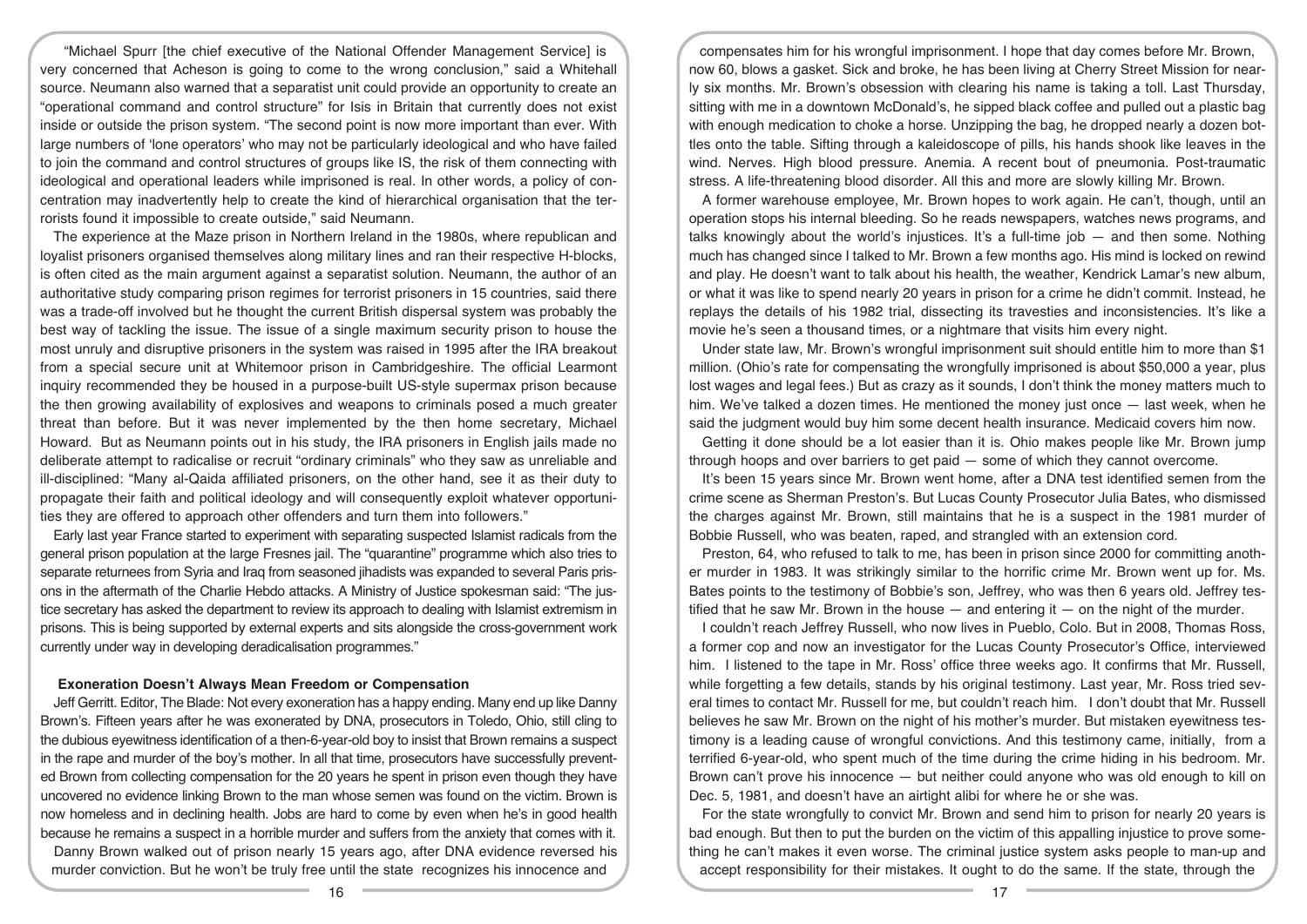"Michael Spurr [the chief executive of the National Offender Management Service] is very concerned that Acheson is going to come to the wrong conclusion," said a Whitehall source. Neumann also warned that a separatist unit could provide an opportunity to create an "operational command and control structure" for Isis in Britain that currently does not exist inside or outside the prison system. "The second point is now more important than ever. With large numbers of 'lone operators' who may not be particularly ideological and who have failed to join the command and control structures of groups like IS, the risk of them connecting with ideological and operational leaders while imprisoned is real. In other words, a policy of concentration may inadvertently help to create the kind of hierarchical organisation that the terrorists found it impossible to create outside," said Neumann.

The experience at the Maze prison in Northern Ireland in the 1980s, where republican and loyalist prisoners organised themselves along military lines and ran their respective H-blocks, is often cited as the main argument against a separatist solution. Neumann, the author of an authoritative study comparing prison regimes for terrorist prisoners in 15 countries, said there was a trade-off involved but he thought the current British dispersal system was probably the best way of tackling the issue. The issue of a single maximum security prison to house the most unruly and disruptive prisoners in the system was raised in 1995 after the IRA breakout from a special secure unit at Whitemoor prison in Cambridgeshire. The official Learmont inquiry recommended they be housed in a purpose-built US-style supermax prison because the then growing availability of explosives and weapons to criminals posed a much greater threat than before. But it was never implemented by the then home secretary, Michael Howard. But as Neumann points out in his study, the IRA prisoners in English jails made no deliberate attempt to radicalise or recruit "ordinary criminals" who they saw as unreliable and ill-disciplined: "Many al-Qaida affiliated prisoners, on the other hand, see it as their duty to propagate their faith and political ideology and will consequently exploit whatever opportunities they are offered to approach other offenders and turn them into followers."

Early last year France started to experiment with separating suspected Islamist radicals from the general prison population at the large Fresnes jail. The "quarantine" programme which also tries to separate returnees from Syria and Iraq from seasoned jihadists was expanded to several Paris prisons in the aftermath of the Charlie Hebdo attacks. A Ministry of Justice spokesman said: "The justice secretary has asked the department to review its approach to dealing with Islamist extremism in prisons. This is being supported by external experts and sits alongside the cross-government work currently under way in developing deradicalisation programmes."

## Exoneration Doesn't Always Mean Freedom or Compensation

Jeff Gerritt. Editor, The Blade: Not every exoneration has a happy ending. Many end up like Danny Brown's. Fifteen years after he was exonerated by DNA, prosecutors in Toledo, Ohio, still cling to the dubious eyewitness identification of a then-6-year-old boy to insist that Brown remains a suspect in the rape and murder of the boy's mother. In all that time, prosecutors have successfully prevented Brown from collecting compensation for the 20 years he spent in prison even though they have uncovered no evidence linking Brown to the man whose semen was found on the victim. Brown is now homeless and in declining health. Jobs are hard to come by even when he's in good health because he remains a suspect in a horrible murder and suffers from the anxiety that comes with it.

Danny Brown walked out of prison nearly 15 years ago, after DNA evidence reversed his murder conviction. But he won't be truly free until the state recognizes his innocence and compensates him for his wrongful imprisonment. I hope that day comes before Mr. Brown, now 60, blows a gasket. Sick and broke, he has been living at Cherry Street Mission for nearly six months. Mr. Brown's obsession with clearing his name is taking a toll. Last Thursday, sitting with me in a downtown McDonald's, he sipped black coffee and pulled out a plastic bag with enough medication to choke a horse. Unzipping the bag, he dropped nearly a dozen bottles onto the table. Sifting through a kaleidoscope of pills, his hands shook like leaves in the wind. Nerves. High blood pressure. Anemia. A recent bout of pneumonia. Post-traumatic stress. A life-threatening blood disorder. All this and more are slowly killing Mr. Brown.

A former warehouse employee, Mr. Brown hopes to work again. He can't, though, until an operation stops his internal bleeding. So he reads newspapers, watches news programs, and talks knowingly about the world's injustices. It's a full-time job — and then some. Nothing much has changed since I talked to Mr. Brown a few months ago. His mind is locked on rewind and play. He doesn't want to talk about his health, the weather, Kendrick Lamar's new album, or what it was like to spend nearly 20 years in prison for a crime he didn't commit. Instead, he replays the details of his 1982 trial, dissecting its travesties and inconsistencies. It's like a movie he's seen a thousand times, or a nightmare that visits him every night.

Under state law, Mr. Brown's wrongful imprisonment suit should entitle him to more than $1 million. (Ohio's rate for compensating the wrongfully imprisoned is about $50,000 a year, plus lost wages and legal fees.) But as crazy as it sounds, I don't think the money matters much to him. We've talked a dozen times. He mentioned the money just once — last week, when he said the judgment would buy him some decent health insurance. Medicaid covers him now.

Getting it done should be a lot easier than it is. Ohio makes people like Mr. Brown jump through hoops and over barriers to get paid — some of which they cannot overcome.

It's been 15 years since Mr. Brown went home, after a DNA test identified semen from the crime scene as Sherman Preston's. But Lucas County Prosecutor Julia Bates, who dismissed the charges against Mr. Brown, still maintains that he is a suspect in the 1981 murder of Bobbie Russell, who was beaten, raped, and strangled with an extension cord.

Preston, 64, who refused to talk to me, has been in prison since 2000 for committing another murder in 1983. It was strikingly similar to the horrific crime Mr. Brown went up for. Ms. Bates points to the testimony of Bobbie's son, Jeffrey, who was then 6 years old. Jeffrey testified that he saw Mr. Brown in the house — and entering it — on the night of the murder.

I couldn't reach Jeffrey Russell, who now lives in Pueblo, Colo. But in 2008, Thomas Ross, a former cop and now an investigator for the Lucas County Prosecutor's Office, interviewed him. I listened to the tape in Mr. Ross' office three weeks ago. It confirms that Mr. Russell, while forgetting a few details, stands by his original testimony. Last year, Mr. Ross tried several times to contact Mr. Russell for me, but couldn't reach him. I don't doubt that Mr. Russell believes he saw Mr. Brown on the night of his mother's murder. But mistaken eyewitness testimony is a leading cause of wrongful convictions. And this testimony came, initially, from a terrified 6-year-old, who spent much of the time during the crime hiding in his bedroom. Mr. Brown can't prove his innocence — but neither could anyone who was old enough to kill on Dec. 5, 1981, and doesn't have an airtight alibi for where he or she was.

For the state wrongfully to convict Mr. Brown and send him to prison for nearly 20 years is bad enough. But then to put the burden on the victim of this appalling injustice to prove something he can't makes it even worse. The criminal justice system asks people to man-up and accept responsibility for their mistakes. It ought to do the same. If the state, through the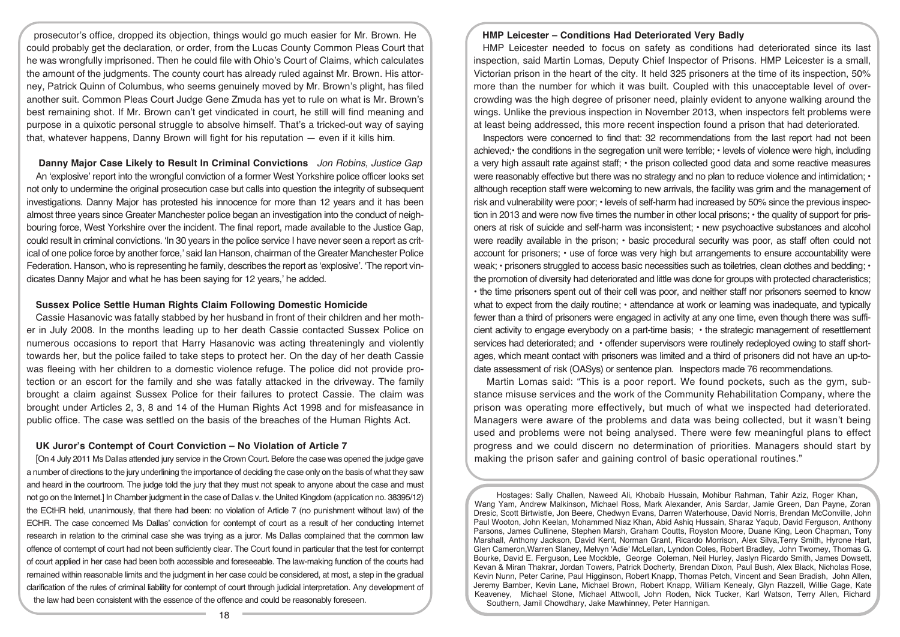prosecutor's office, dropped its objection, things would go much easier for Mr. Brown. He could probably get the declaration, or order, from the Lucas County Common Pleas Court that he was wrongfully imprisoned. Then he could file with Ohio's Court of Claims, which calculates the amount of the judgments. The county court has already ruled against Mr. Brown. His attorney, Patrick Quinn of Columbus, who seems genuinely moved by Mr. Brown's plight, has filed another suit. Common Pleas Court Judge Gene Zmuda has yet to rule on what is Mr. Brown's best remaining shot. If Mr. Brown can't get vindicated in court, he still will find meaning and purpose in a quixotic personal struggle to absolve himself. That's a tricked-out way of saying that, whatever happens, Danny Brown will fight for his reputation — even if it kills him.

### Danny Major Case Likely to Result In Criminal Convictions *Jon Robins, Justice Gap*

An 'explosive' report into the wrongful conviction of a former West Yorkshire police officer looks set not only to undermine the original prosecution case but calls into question the integrity of subsequent investigations. Danny Major has protested his innocence for more than 12 years and it has been almost three years since Greater Manchester police began an investigation into the conduct of neighbouring force, West Yorkshire over the incident. The final report, made available to the Justice Gap, could result in criminal convictions. 'In 30 years in the police service I have never seen a report as critical of one police force by another force,' said Ian Hanson, chairman of the Greater Manchester Police Federation. Hanson, who is representing the family, describes the report as 'explosive'. 'The report vindicates Danny Major and what he has been saying for 12 years,' he added.

### Sussex Police Settle Human Rights Claim Following Domestic Homicide

Cassie Hasanovic was fatally stabbed by her husband in front of their children and her mother in July 2008. In the months leading up to her death Cassie contacted Sussex Police on numerous occasions to report that Harry Hasanovic was acting threateningly and violently towards her, but the police failed to take steps to protect her. On the day of her death Cassie was fleeing with her children to a domestic violence refuge. The police did not provide protection or an escort for the family and she was fatally attacked in the driveway. The family brought a claim against Sussex Police for their failures to protect Cassie. The claim was brought under Articles 2, 3, 8 and 14 of the Human Rights Act 1998 and for misfeasance in public office. The case was settled on the basis of the breaches of the Human Rights Act.

### UK Juror's Contempt of Court Conviction – No Violation of Article 7

[On 4 July 2011 Ms Dallas attended jury service in the Crown Court. Before the case was opened the judge gave a number of directions to the jury underlining the importance of deciding the case only on the basis of what they saw and heard in the courtroom. The judge told the jury that they must not speak to anyone about the case and must not go on the Internet.] In Chamber judgment in the case of Dallas v. the United Kingdom (application no. 38395/12) the ECtHR held, unanimously, that there had been: no violation of Article 7 (no punishment without law) of the ECHR. The case concerned Ms Dallas' conviction for contempt of court as a result of her conducting Internet research in relation to the criminal case she was trying as a juror. Ms Dallas complained that the common law offence of contempt of court had not been sufficiently clear. The Court found in particular that the test for contempt of court applied in her case had been both accessible and foreseeable. The law-making function of the courts had remained within reasonable limits and the judgment in her case could be considered, at most, a step in the gradual clarification of the rules of criminal liability for contempt of court through judicial interpretation. Any development of the law had been consistent with the essence of the offence and could be reasonably foreseen.

### HMP Leicester – Conditions Had Deteriorated Very Badly

HMP Leicester needed to focus on safety as conditions had deteriorated since its last inspection, said Martin Lomas, Deputy Chief Inspector of Prisons. HMP Leicester is a small, Victorian prison in the heart of the city. It held 325 prisoners at the time of its inspection, 50% more than the number for which it was built. Coupled with this unacceptable level of overcrowding was the high degree of prisoner need, plainly evident to anyone walking around the wings. Unlike the previous inspection in November 2013, when inspectors felt problems were at least being addressed, this more recent inspection found a prison that had deteriorated.

Inspectors were concerned to find that: 32 recommendations from the last report had not been achieved;• the conditions in the segregation unit were terrible; • levels of violence were high, including a very high assault rate against staff; • the prison collected good data and some reactive measures were reasonably effective but there was no strategy and no plan to reduce violence and intimidation; • although reception staff were welcoming to new arrivals, the facility was grim and the management of risk and vulnerability were poor; • levels of self-harm had increased by 50% since the previous inspection in 2013 and were now five times the number in other local prisons; • the quality of support for prisoners at risk of suicide and self-harm was inconsistent; • new psychoactive substances and alcohol were readily available in the prison; • basic procedural security was poor, as staff often could not account for prisoners; • use of force was very high but arrangements to ensure accountability were weak; • prisoners struggled to access basic necessities such as toiletries, clean clothes and bedding; • the promotion of diversity had deteriorated and little was done for groups with protected characteristics; • the time prisoners spent out of their cell was poor, and neither staff nor prisoners seemed to know what to expect from the daily routine; • attendance at work or learning was inadequate, and typically fewer than a third of prisoners were engaged in activity at any one time, even though there was sufficient activity to engage everybody on a part-time basis; • the strategic management of resettlement services had deteriorated; and • offender supervisors were routinely redeployed owing to staff shortages, which meant contact with prisoners was limited and a third of prisoners did not have an up-to-date assessment of risk (OASys) or sentence plan. Inspectors made 76 recommendations.

Martin Lomas said: "This is a poor report. We found pockets, such as the gym, substance misuse services and the work of the Community Rehabilitation Company, where the prison was operating more effectively, but much of what we inspected had deteriorated. Managers were aware of the problems and data was being collected, but it wasn't being used and problems were not being analysed. There were few meaningful plans to effect progress and we could discern no determination of priorities. Managers should start by making the prison safer and gaining control of basic operational routines."

Hostages: Sally Challen, Naweed Ali, Khobaib Hussain, Mohibur Rahman, Tahir Aziz, Roger Khan, Wang Yam, Andrew Malkinson, Michael Ross, Mark Alexander, Anis Sardar, Jamie Green, Dan Payne, Zoran Dresic, Scott Birtwistle, Jon Beere, Chedwyn Evans, Darren Waterhouse, David Norris, Brendan McConville, John Paul Wooton, John Keelan, Mohammed Niaz Khan, Abid Ashiq Hussain, Sharaz Yaqub, David Ferguson, Anthony Parsons, James Cullinene, Stephen Marsh, Graham Coutts, Royston Moore, Duane King, Leon Chapman, Tony Marshall, Anthony Jackson, David Kent, Norman Grant, Ricardo Morrison, Alex Silva,Terry Smith, Hyrone Hart, Glen Cameron,Warren Slaney, Melvyn 'Adie' McLellan, Lyndon Coles, Robert Bradley, John Twomey, Thomas G. Bourke, David E. Ferguson, Lee Mockble, George Coleman, Neil Hurley, Jaslyn Ricardo Smith, James Dowsett, Kevan & Miran Thakrar, Jordan Towers, Patrick Docherty, Brendan Dixon, Paul Bush, Alex Black, Nicholas Rose, Kevin Nunn, Peter Carine, Paul Higginson, Robert Knapp, Thomas Petch, Vincent and Sean Bradish, John Allen, Jeremy Bamber, Kevin Lane, Michael Brown, Robert Knapp, William Kenealy, Glyn Razzell, Willie Gage, Kate Keaveney, Michael Stone, Michael Attwooll, John Roden, Nick Tucker, Karl Watson, Terry Allen, Richard Southern, Jamil Chowdhary, Jake Mawhinney, Peter Hannigan.